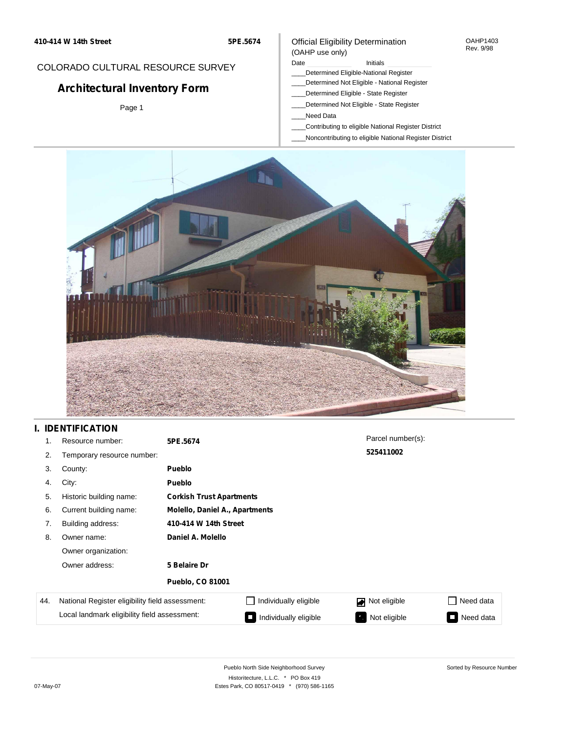410-414 W 14th Street

5PE.5674

COLORADO CULTURAL RESOURCE SURVEY

# Architectural Inventory Form

Page 1

Official Eligibility Determination
(OAHP use only)

OAHP1403
Rev. 9/98

Date ____________ Initials ____________

____Determined Eligible-National Register
____Determined Not Eligible - National Register
____Determined Eligible - State Register
____Determined Not Eligible - State Register
____Need Data
____Contributing to eligible National Register District
____Noncontributing to eligible National Register District

## I. IDENTIFICATION

1. Resource number: **5PE.5674**
2. Temporary resource number:
3. County: **Pueblo**
4. City: **Pueblo**
5. Historic building name: **Corkish Trust Apartments**
6. Current building name: **Molello, Daniel A., Apartments**
7. Building address: **410-414 W 14th Street**
8. Owner name: **Daniel A. Molello**
   Owner organization:
   Owner address: **5 Belaire Dr**
   **Pueblo, CO 81001**

Parcel number(s): **525411002**

| 44. | National Register eligibility field assessment: | ☐ Individually eligible | ☑ Not eligible | ☐ Need data |
|---|---|---|---|---|
| | Local landmark eligibility field assessment: | ☐ Individually eligible | ☑ Not eligible | ☐ Need data |

Pueblo North Side Neighborhood Survey
Historitecture, L.L.C. * PO Box 419
Estes Park, CO 80517-0419 * (970) 586-1165

07-May-07

Sorted by Resource Number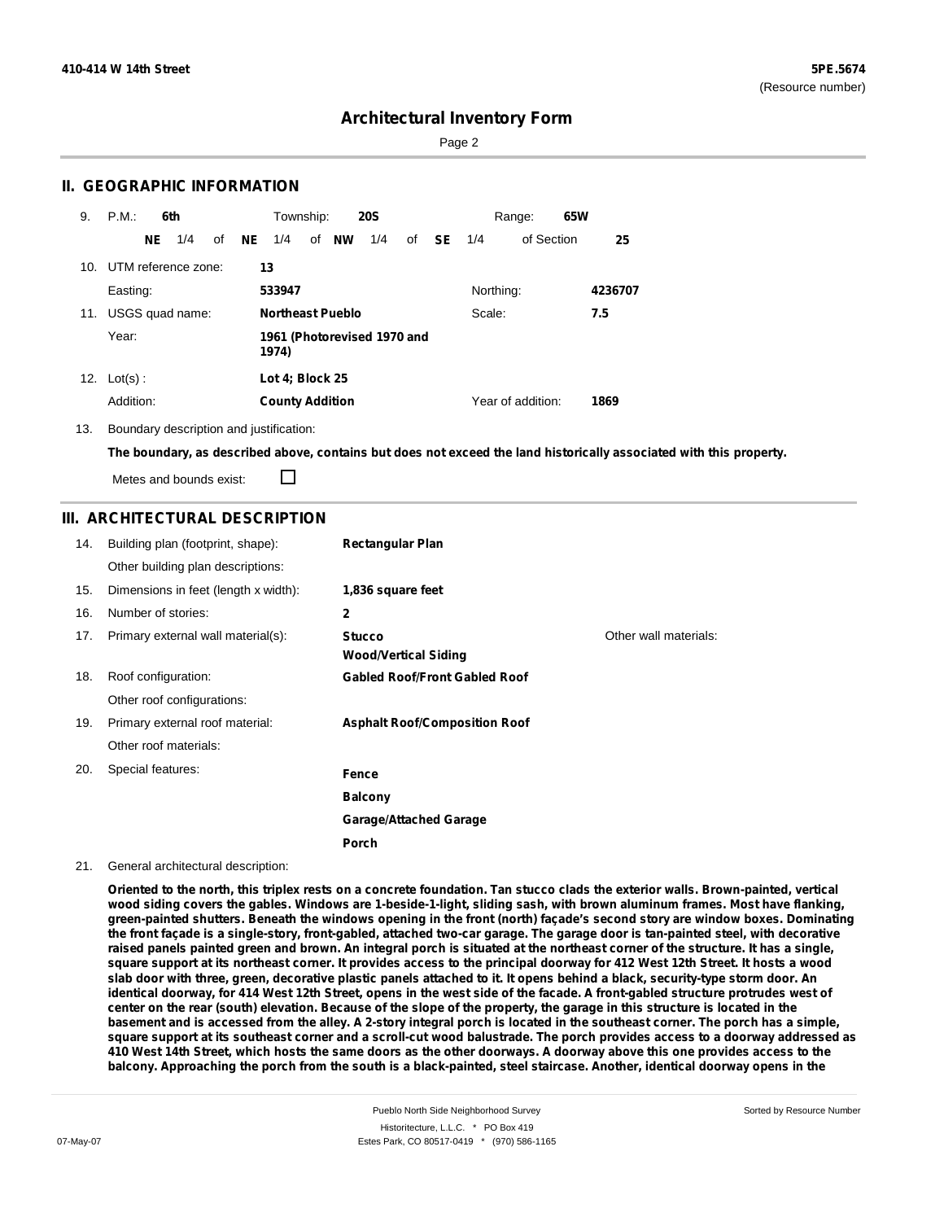# Architectural Inventory Form

## II. GEOGRAPHIC INFORMATION

9. P.M.: **6th** Township: **20S** Range: **65W**

**NE** 1/4 of **NE** 1/4 of **NW** 1/4 of **SE** 1/4 of Section **25**

10. UTM reference zone: **13**

Easting: **533947** Northing: **4236707**

11. USGS quad name: **Northeast Pueblo** Scale: **7.5**

Year: **1961 (Photorevised 1970 and 1974)**

12. Lot(s): **Lot 4; Block 25**

Addition: **County Addition** Year of addition: **1869**

13. Boundary description and justification:

**The boundary, as described above, contains but does not exceed the land historically associated with this property.**

Metes and bounds exist: ☐

## III. ARCHITECTURAL DESCRIPTION

14. Building plan (footprint, shape): **Rectangular Plan**

Other building plan descriptions:

15. Dimensions in feet (length x width): **1,836 square feet**

16. Number of stories: **2**

17. Primary external wall material(s): **Stucco**, **Wood/Vertical Siding**

Other wall materials:

18. Roof configuration: **Gabled Roof/Front Gabled Roof**

Other roof configurations:

19. Primary external roof material: **Asphalt Roof/Composition Roof**

Other roof materials:

20. Special features:

**Fence**

**Balcony**

**Garage/Attached Garage**

**Porch**

21. General architectural description:

**Oriented to the north, this triplex rests on a concrete foundation. Tan stucco clads the exterior walls. Brown-painted, vertical wood siding covers the gables. Windows are 1-beside-1-light, sliding sash, with brown aluminum frames. Most have flanking, green-painted shutters. Beneath the windows opening in the front (north) façade's second story are window boxes. Dominating the front façade is a single-story, front-gabled, attached two-car garage. The garage door is tan-painted steel, with decorative raised panels painted green and brown. An integral porch is situated at the northeast corner of the structure. It has a single, square support at its northeast corner. It provides access to the principal doorway for 412 West 12th Street. It hosts a wood slab door with three, green, decorative plastic panels attached to it. It opens behind a black, security-type storm door. An identical doorway, for 414 West 12th Street, opens in the west side of the facade. A front-gabled structure protrudes west of center on the rear (south) elevation. Because of the slope of the property, the garage in this structure is located in the basement and is accessed from the alley. A 2-story integral porch is located in the southeast corner. The porch has a simple, square support at its southeast corner and a scroll-cut wood balustrade. The porch provides access to a doorway addressed as 410 West 14th Street, which hosts the same doors as the other doorways. A doorway above this one provides access to the balcony. Approaching the porch from the south is a black-painted, steel staircase. Another, identical doorway opens in the**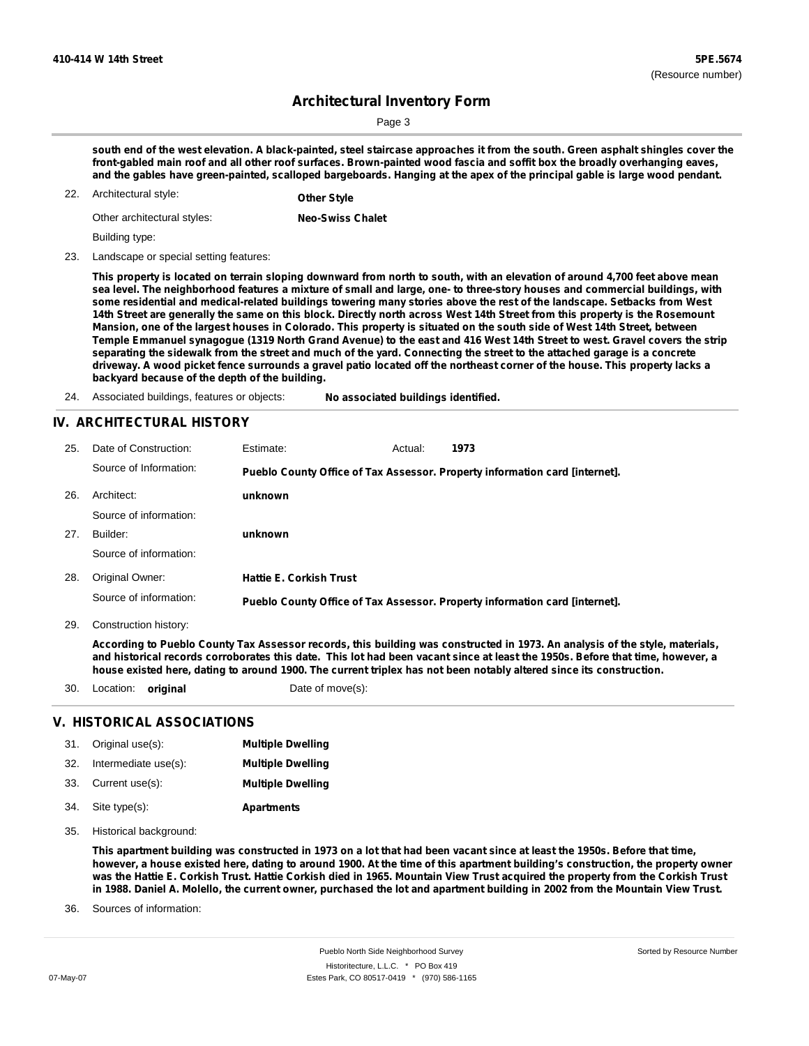**south end of the west elevation. A black-painted, steel staircase approaches it from the south. Green asphalt shingles cover the front-gabled main roof and all other roof surfaces. Brown-painted wood fascia and soffit box the broadly overhanging eaves, and the gables have green-painted, scalloped bargeboards. Hanging at the apex of the principal gable is large wood pendant.**

22. Architectural style: **Other Style**

    Other architectural styles: **Neo-Swiss Chalet**

    Building type:

23. Landscape or special setting features:

    **This property is located on terrain sloping downward from north to south, with an elevation of around 4,700 feet above mean sea level. The neighborhood features a mixture of small and large, one- to three-story houses and commercial buildings, with some residential and medical-related buildings towering many stories above the rest of the landscape. Setbacks from West 14th Street are generally the same on this block. Directly north across West 14th Street from this property is the Rosemount Mansion, one of the largest houses in Colorado. This property is situated on the south side of West 14th Street, between Temple Emmanuel synagogue (1319 North Grand Avenue) to the east and 416 West 14th Street to west. Gravel covers the strip separating the sidewalk from the street and much of the yard. Connecting the street to the attached garage is a concrete driveway. A wood picket fence surrounds a gravel patio located off the northeast corner of the house. This property lacks a backyard because of the depth of the building.**

24. Associated buildings, features or objects: **No associated buildings identified.**

## IV. ARCHITECTURAL HISTORY

25. Date of Construction: Estimate: Actual: **1973**

    Source of Information: **Pueblo County Office of Tax Assessor. Property information card [internet].**

26. Architect: **unknown**

    Source of information:

27. Builder: **unknown**

    Source of information:

28. Original Owner: **Hattie E. Corkish Trust**

    Source of information: **Pueblo County Office of Tax Assessor. Property information card [internet].**

29. Construction history:

    **According to Pueblo County Tax Assessor records, this building was constructed in 1973. An analysis of the style, materials, and historical records corroborates this date. This lot had been vacant since at least the 1950s. Before that time, however, a house existed here, dating to around 1900. The current triplex has not been notably altered since its construction.**

30. Location: **original** Date of move(s):

## V. HISTORICAL ASSOCIATIONS

31. Original use(s): **Multiple Dwelling**
32. Intermediate use(s): **Multiple Dwelling**
33. Current use(s): **Multiple Dwelling**
34. Site type(s): **Apartments**
35. Historical background:

    **This apartment building was constructed in 1973 on a lot that had been vacant since at least the 1950s. Before that time, however, a house existed here, dating to around 1900. At the time of this apartment building's construction, the property owner was the Hattie E. Corkish Trust. Hattie Corkish died in 1965. Mountain View Trust acquired the property from the Corkish Trust in 1988. Daniel A. Molello, the current owner, purchased the lot and apartment building in 2002 from the Mountain View Trust.**

36. Sources of information: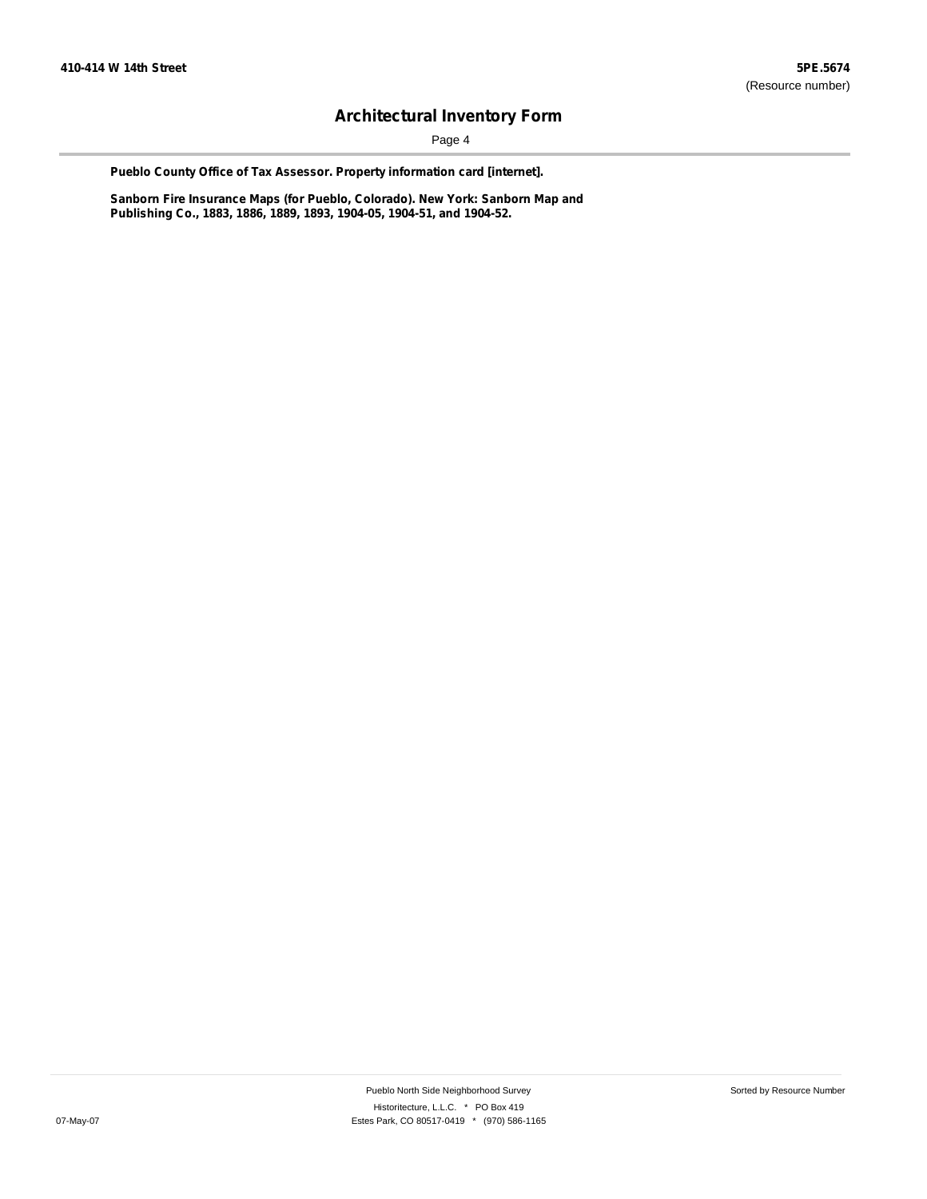**Pueblo County Office of Tax Assessor. Property information card [internet].**

**Sanborn Fire Insurance Maps (for Pueblo, Colorado). New York: Sanborn Map and Publishing Co., 1883, 1886, 1889, 1893, 1904-05, 1904-51, and 1904-52.**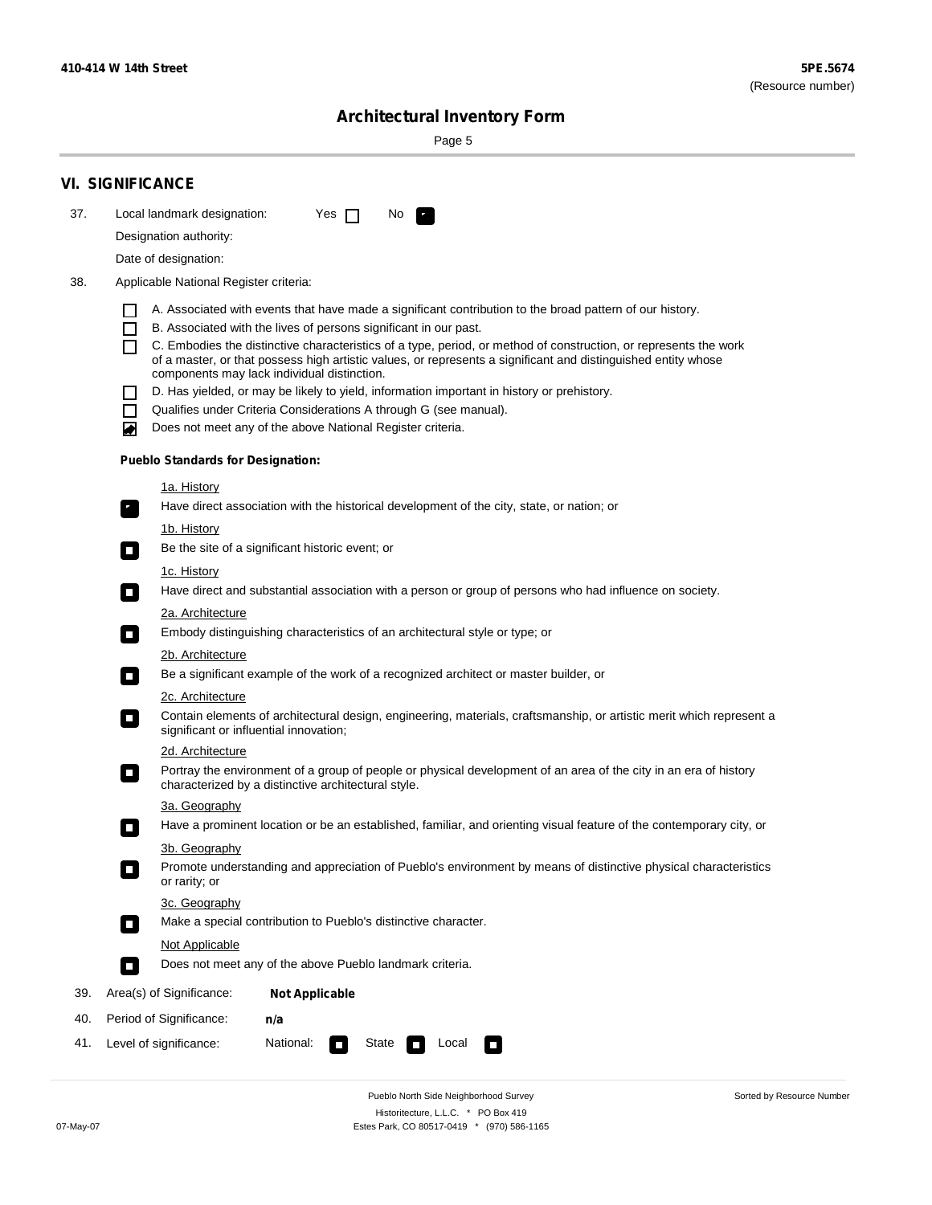# Architectural Inventory Form

## VI. SIGNIFICANCE

37. Local landmark designation: Yes ☐ No ☑

 Designation authority:

 Date of designation:

38. Applicable National Register criteria:

 ☐ A. Associated with events that have made a significant contribution to the broad pattern of our history.

 ☐ B. Associated with the lives of persons significant in our past.

 ☐ C. Embodies the distinctive characteristics of a type, period, or method of construction, or represents the work of a master, or that possess high artistic values, or represents a significant and distinguished entity whose components may lack individual distinction.

 ☐ D. Has yielded, or may be likely to yield, information important in history or prehistory.

 ☐ Qualifies under Criteria Considerations A through G (see manual).

 ☑ Does not meet any of the above National Register criteria.

 **Pueblo Standards for Designation:**

 1a. History
 ☑ Have direct association with the historical development of the city, state, or nation; or

 1b. History
 ☐ Be the site of a significant historic event; or

 1c. History
 ☐ Have direct and substantial association with a person or group of persons who had influence on society.

 2a. Architecture
 ☐ Embody distinguishing characteristics of an architectural style or type; or

 2b. Architecture
 ☐ Be a significant example of the work of a recognized architect or master builder, or

 2c. Architecture
 ☐ Contain elements of architectural design, engineering, materials, craftsmanship, or artistic merit which represent a significant or influential innovation;

 2d. Architecture
 ☐ Portray the environment of a group of people or physical development of an area of the city in an era of history characterized by a distinctive architectural style.

 3a. Geography
 ☐ Have a prominent location or be an established, familiar, and orienting visual feature of the contemporary city, or

 3b. Geography
 ☐ Promote understanding and appreciation of Pueblo's environment by means of distinctive physical characteristics or rarity; or

 3c. Geography
 ☐ Make a special contribution to Pueblo's distinctive character.

 Not Applicable
 ☐ Does not meet any of the above Pueblo landmark criteria.

39. Area(s) of Significance: **Not Applicable**

40. Period of Significance: **n/a**

41. Level of significance: National: ☐ State ☐ Local ☐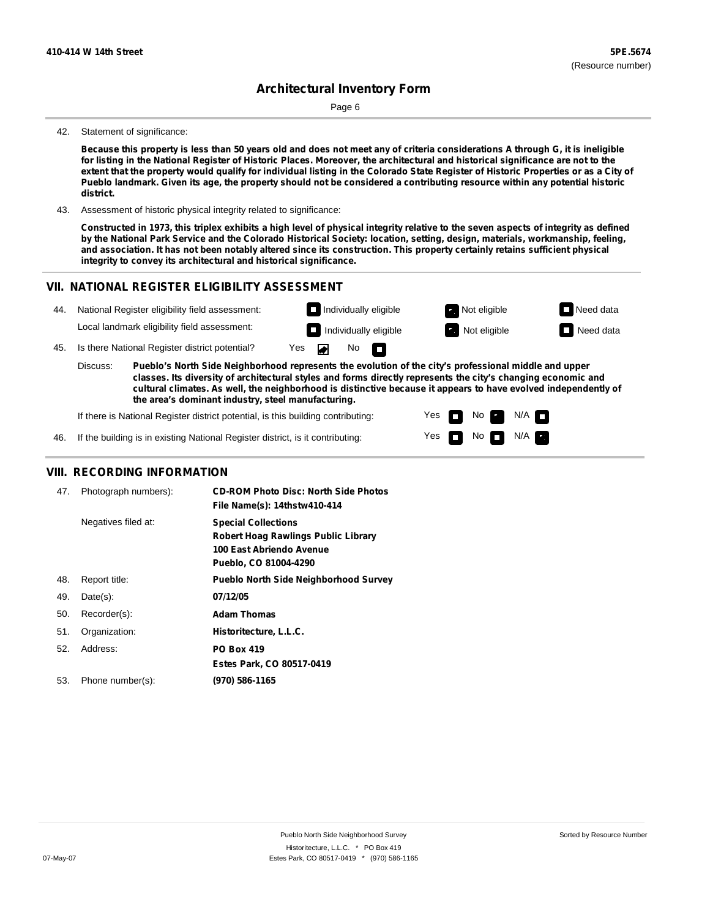42. Statement of significance:

**Because this property is less than 50 years old and does not meet any of criteria considerations A through G, it is ineligible for listing in the National Register of Historic Places. Moreover, the architectural and historical significance are not to the extent that the property would qualify for individual listing in the Colorado State Register of Historic Properties or as a City of Pueblo landmark. Given its age, the property should not be considered a contributing resource within any potential historic district.**

43. Assessment of historic physical integrity related to significance:

**Constructed in 1973, this triplex exhibits a high level of physical integrity relative to the seven aspects of integrity as defined by the National Park Service and the Colorado Historical Society: location, setting, design, materials, workmanship, feeling, and association. It has not been notably altered since its construction. This property certainly retains sufficient physical integrity to convey its architectural and historical significance.**

## VII. NATIONAL REGISTER ELIGIBILITY ASSESSMENT

44. National Register eligibility field assessment: ☐ Individually eligible ☒ Not eligible ☐ Need data

Local landmark eligibility field assessment: ☐ Individually eligible ☒ Not eligible ☐ Need data

45. Is there National Register district potential? Yes ☒ No ☐

Discuss: **Pueblo's North Side Neighborhood represents the evolution of the city's professional middle and upper classes. Its diversity of architectural styles and forms directly represents the city's changing economic and cultural climates. As well, the neighborhood is distinctive because it appears to have evolved independently of the area's dominant industry, steel manufacturing.**

If there is National Register district potential, is this building contributing: Yes ☐ No ☒ N/A ☐

46. If the building is in existing National Register district, is it contributing: Yes ☐ No ☐ N/A ☒

## VIII. RECORDING INFORMATION

47. Photograph numbers): **CD-ROM Photo Disc: North Side Photos**
**File Name(s): 14thstw410-414**

Negatives filed at: **Special Collections**
**Robert Hoag Rawlings Public Library**
**100 East Abriendo Avenue**
**Pueblo, CO 81004-4290**

48. Report title: **Pueblo North Side Neighborhood Survey**

49. Date(s): **07/12/05**

50. Recorder(s): **Adam Thomas**

51. Organization: **Historitecture, L.L.C.**

52. Address: **PO Box 419**
**Estes Park, CO 80517-0419**

53. Phone number(s): **(970) 586-1165**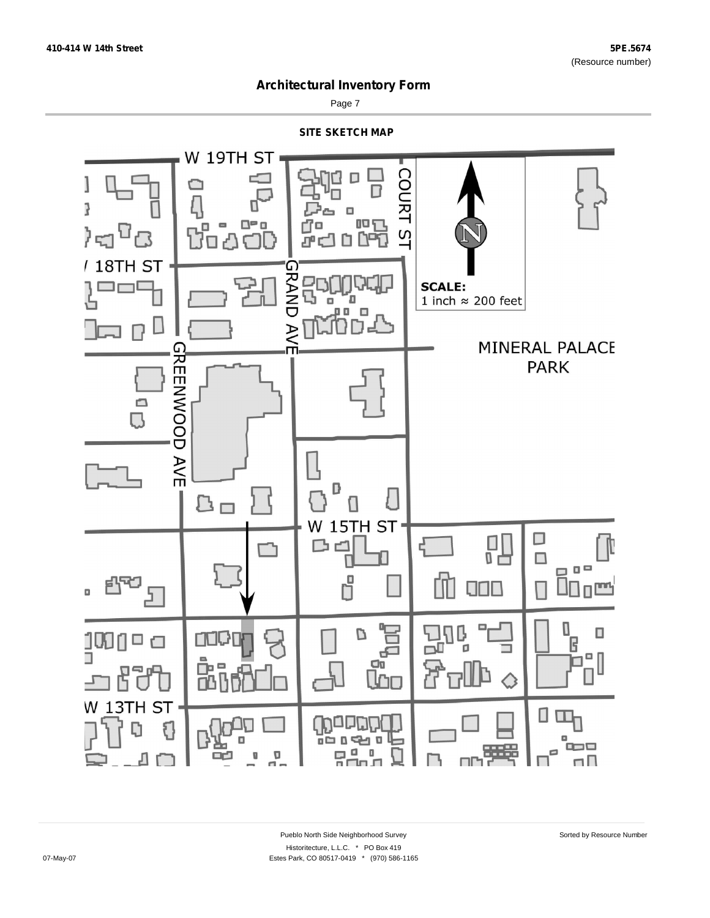# Architectural Inventory Form

## SITE SKETCH MAP

W 19TH ST

COURT ST

18TH ST

GRAND AVE

GREENWOOD AVE

MINERAL PALACE PARK

W 15TH ST

W 13TH ST

**SCALE:**
1 inch ≈ 200 feet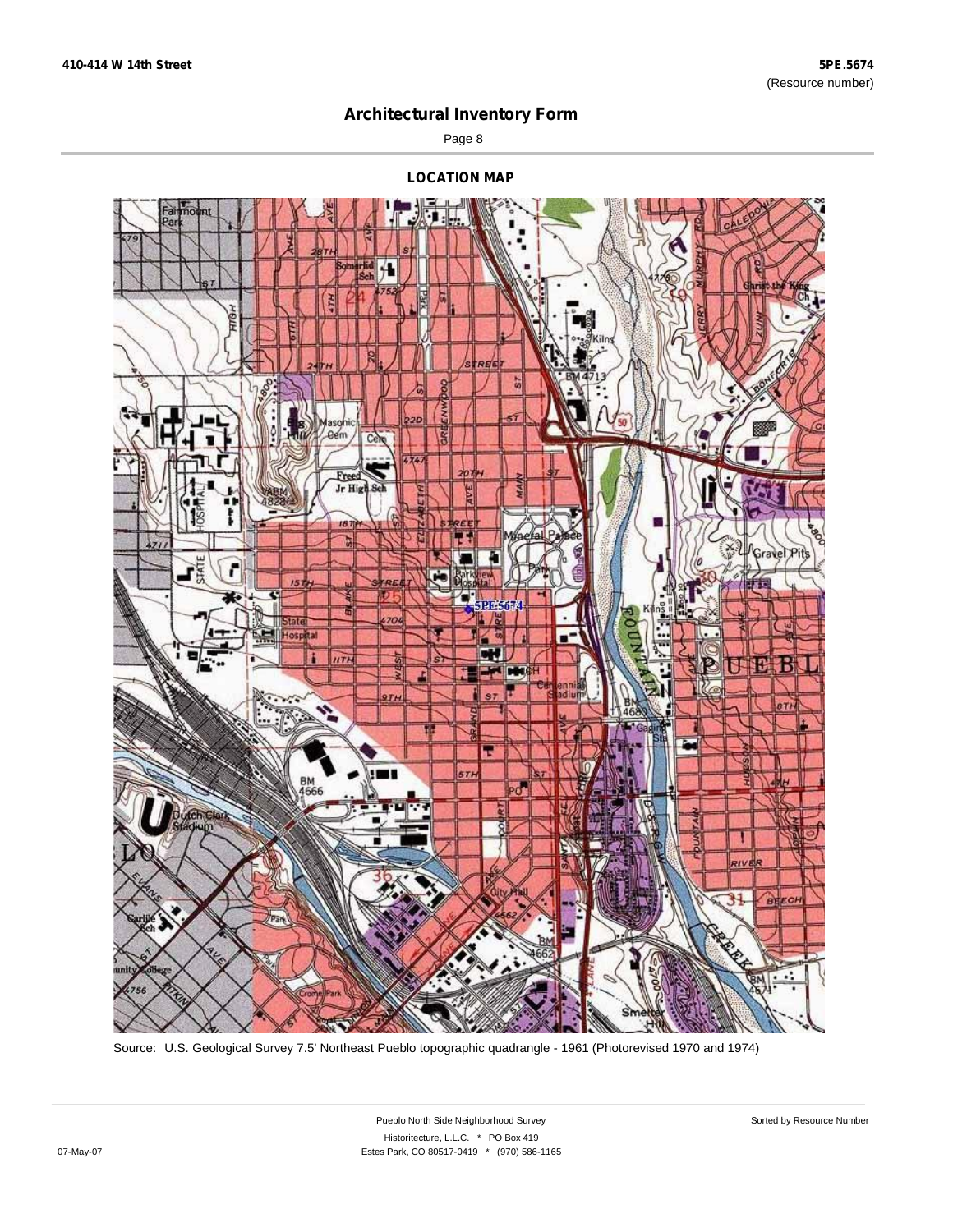## LOCATION MAP

Source: U.S. Geological Survey 7.5' Northeast Pueblo topographic quadrangle - 1961 (Photorevised 1970 and 1974)